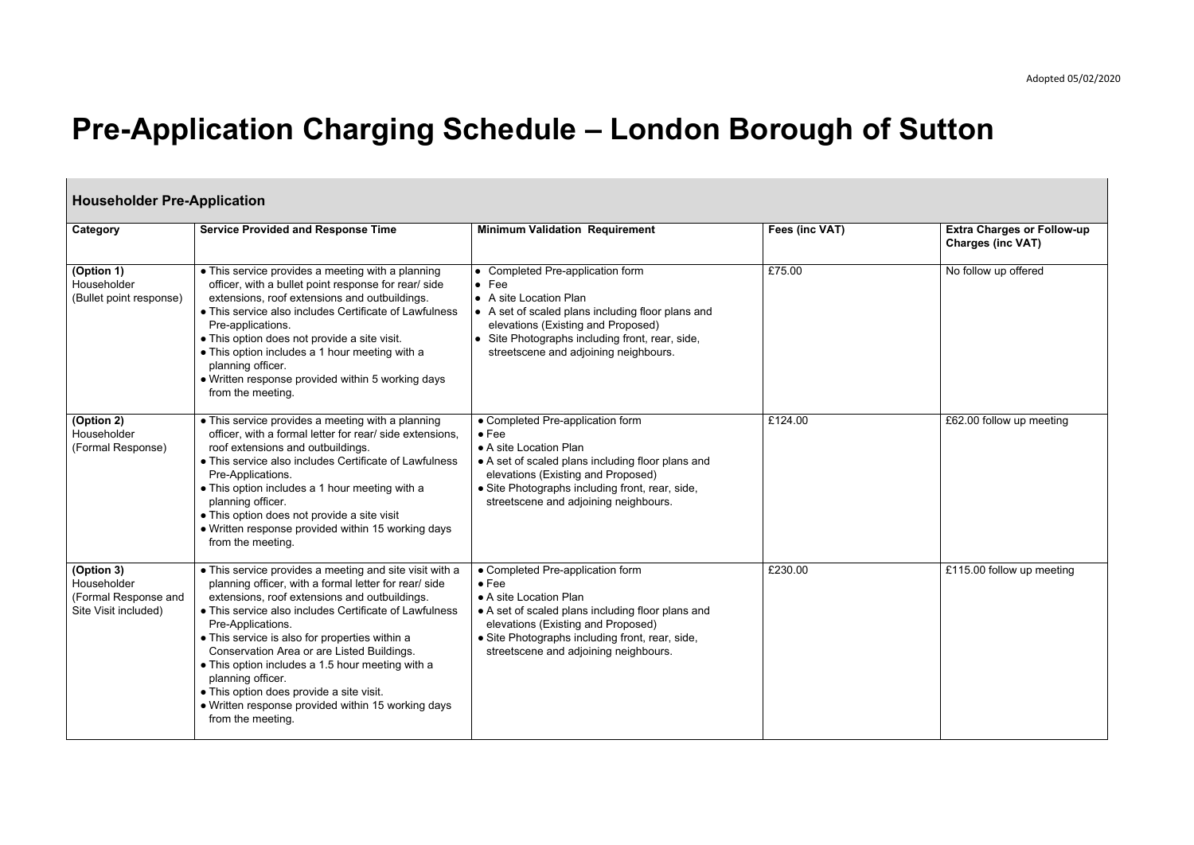Adopted 05/02/2020

# Pre-Application Charging Schedule – London Borough of Sutton

## Householder Pre-Application

| Category | Service Provided and Response Time | Minimum Validation Requirement | Fees (inc VAT) | Extra Charges or Follow-up Charges (inc VAT) |
|---|---|---|---|---|
| **(Option 1)**<br>Householder<br>(Bullet point response) | • This service provides a meeting with a planning officer, with a bullet point response for rear/ side extensions, roof extensions and outbuildings.<br>• This service also includes Certificate of Lawfulness Pre-applications.<br>• This option does not provide a site visit.<br>• This option includes a 1 hour meeting with a planning officer.<br>• Written response provided within 5 working days from the meeting. | • Completed Pre-application form<br>• Fee<br>• A site Location Plan<br>• A set of scaled plans including floor plans and elevations (Existing and Proposed)<br>• Site Photographs including front, rear, side, streetscene and adjoining neighbours. | £75.00 | No follow up offered |
| **(Option 2)**<br>Householder<br>(Formal Response) | • This service provides a meeting with a planning officer, with a formal letter for rear/ side extensions, roof extensions and outbuildings.<br>• This service also includes Certificate of Lawfulness Pre-Applications.<br>• This option includes a 1 hour meeting with a planning officer.<br>• This option does not provide a site visit<br>• Written response provided within 15 working days from the meeting. | • Completed Pre-application form<br>• Fee<br>• A site Location Plan<br>• A set of scaled plans including floor plans and elevations (Existing and Proposed)<br>• Site Photographs including front, rear, side, streetscene and adjoining neighbours. | £124.00 | £62.00 follow up meeting |
| **(Option 3)**<br>Householder<br>(Formal Response and Site Visit included) | • This service provides a meeting and site visit with a planning officer, with a formal letter for rear/ side extensions, roof extensions and outbuildings.<br>• This service also includes Certificate of Lawfulness Pre-Applications.<br>• This service is also for properties within a Conservation Area or are Listed Buildings.<br>• This option includes a 1.5 hour meeting with a planning officer.<br>• This option does provide a site visit.<br>• Written response provided within 15 working days from the meeting. | • Completed Pre-application form<br>• Fee<br>• A site Location Plan<br>• A set of scaled plans including floor plans and elevations (Existing and Proposed)<br>• Site Photographs including front, rear, side, streetscene and adjoining neighbours. | £230.00 | £115.00 follow up meeting |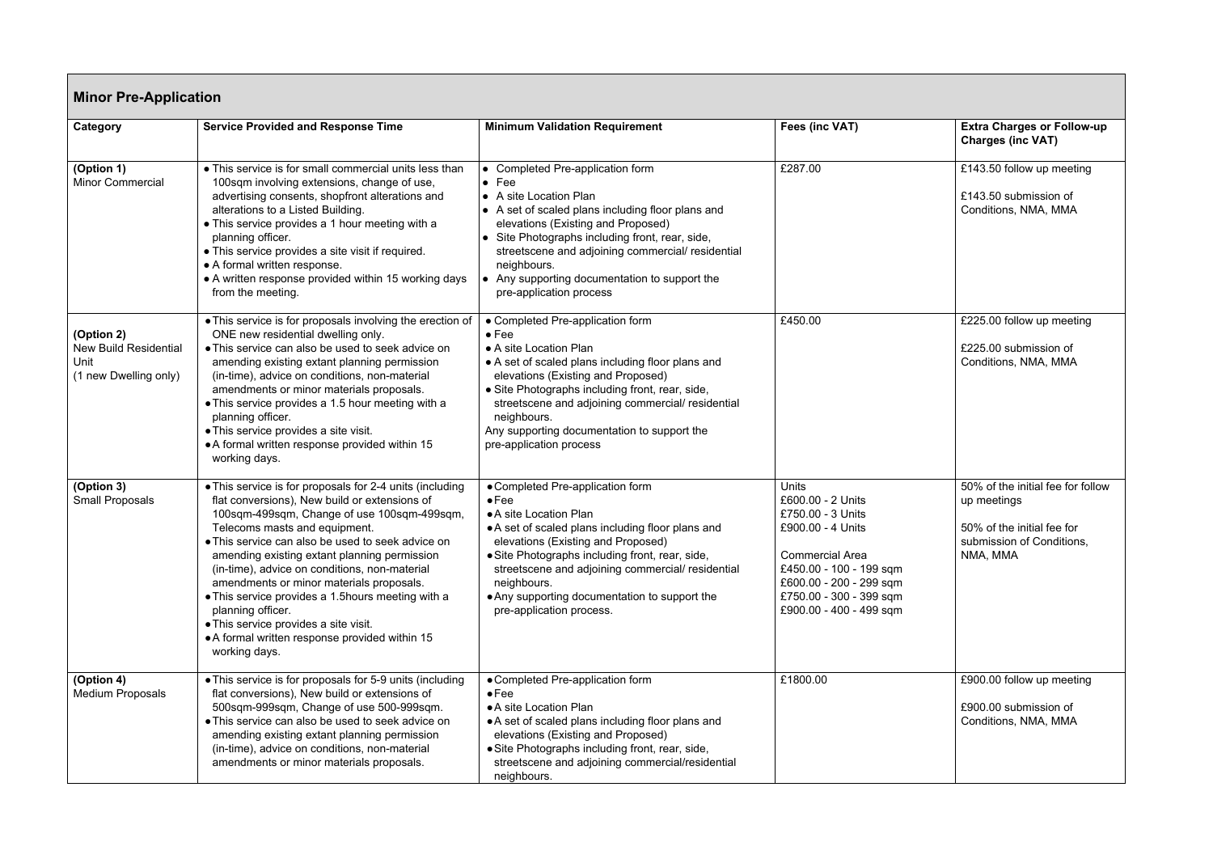## Minor Pre-Application

| Category | Service Provided and Response Time | Minimum Validation Requirement | Fees (inc VAT) | Extra Charges or Follow-up Charges (inc VAT) |
|---|---|---|---|---|
| **(Option 1)** Minor Commercial | • This service is for small commercial units less than 100sqm involving extensions, change of use, advertising consents, shopfront alterations and alterations to a Listed Building.<br>• This service provides a 1 hour meeting with a planning officer.<br>• This service provides a site visit if required.<br>• A formal written response.<br>• A written response provided within 15 working days from the meeting. | • Completed Pre-application form<br>• Fee<br>• A site Location Plan<br>• A set of scaled plans including floor plans and elevations (Existing and Proposed)<br>• Site Photographs including front, rear, side, streetscene and adjoining commercial/ residential neighbours.<br>• Any supporting documentation to support the pre-application process | £287.00 | £143.50 follow up meeting<br><br>£143.50 submission of Conditions, NMA, MMA |
| **(Option 2)** New Build Residential Unit (1 new Dwelling only) | • This service is for proposals involving the erection of ONE new residential dwelling only.<br>• This service can also be used to seek advice on amending existing extant planning permission (in-time), advice on conditions, non-material amendments or minor materials proposals.<br>• This service provides a 1.5 hour meeting with a planning officer.<br>• This service provides a site visit.<br>• A formal written response provided within 15 working days. | • Completed Pre-application form<br>• Fee<br>• A site Location Plan<br>• A set of scaled plans including floor plans and elevations (Existing and Proposed)<br>• Site Photographs including front, rear, side, streetscene and adjoining commercial/ residential neighbours.<br>Any supporting documentation to support the pre-application process | £450.00 | £225.00 follow up meeting<br><br>£225.00 submission of Conditions, NMA, MMA |
| **(Option 3)** Small Proposals | • This service is for proposals for 2-4 units (including flat conversions), New build or extensions of 100sqm-499sqm, Change of use 100sqm-499sqm, Telecoms masts and equipment.<br>• This service can also be used to seek advice on amending existing extant planning permission (in-time), advice on conditions, non-material amendments or minor materials proposals.<br>• This service provides a 1.5hours meeting with a planning officer.<br>• This service provides a site visit.<br>• A formal written response provided within 15 working days. | • Completed Pre-application form<br>• Fee<br>• A site Location Plan<br>• A set of scaled plans including floor plans and elevations (Existing and Proposed)<br>• Site Photographs including front, rear, side, streetscene and adjoining commercial/ residential neighbours.<br>• Any supporting documentation to support the pre-application process. | Units<br>£600.00 - 2 Units<br>£750.00 - 3 Units<br>£900.00 - 4 Units<br><br>Commercial Area<br>£450.00 - 100 - 199 sqm<br>£600.00 - 200 - 299 sqm<br>£750.00 - 300 - 399 sqm<br>£900.00 - 400 - 499 sqm | 50% of the initial fee for follow up meetings<br><br>50% of the initial fee for submission of Conditions, NMA, MMA |
| **(Option 4)** Medium Proposals | • This service is for proposals for 5-9 units (including flat conversions), New build or extensions of 500sqm-999sqm, Change of use 500-999sqm.<br>• This service can also be used to seek advice on amending existing extant planning permission (in-time), advice on conditions, non-material amendments or minor materials proposals. | • Completed Pre-application form<br>• Fee<br>• A site Location Plan<br>• A set of scaled plans including floor plans and elevations (Existing and Proposed)<br>• Site Photographs including front, rear, side, streetscene and adjoining commercial/residential neighbours. | £1800.00 | £900.00 follow up meeting<br><br>£900.00 submission of Conditions, NMA, MMA |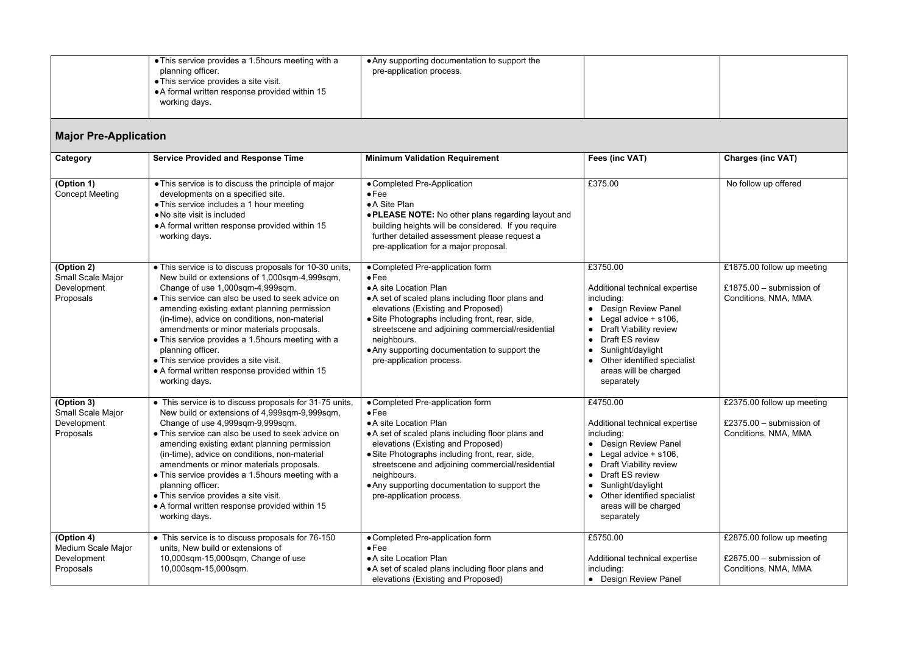| | | | | |
|---|---|---|---|---|
| | • This service provides a 1.5hours meeting with a planning officer.<br>• This service provides a site visit.<br>• A formal written response provided within 15 working days. | • Any supporting documentation to support the pre-application process. | | |

## Major Pre-Application

| Category | Service Provided and Response Time | Minimum Validation Requirement | Fees (inc VAT) | Charges (inc VAT) |
|---|---|---|---|---|
| **(Option 1)**<br>Concept Meeting | • This service is to discuss the principle of major developments on a specified site.<br>• This service includes a 1 hour meeting<br>• No site visit is included<br>• A formal written response provided within 15 working days. | • Completed Pre-Application<br>• Fee<br>• A Site Plan<br>• **PLEASE NOTE:** No other plans regarding layout and building heights will be considered. If you require further detailed assessment please request a pre-application for a major proposal. | £375.00 | No follow up offered |
| **(Option 2)**<br>Small Scale Major Development Proposals | • This service is to discuss proposals for 10-30 units, New build or extensions of 1,000sqm-4,999sqm, Change of use 1,000sqm-4,999sqm.<br>• This service can also be used to seek advice on amending existing extant planning permission (in-time), advice on conditions, non-material amendments or minor materials proposals.<br>• This service provides a 1.5hours meeting with a planning officer.<br>• This service provides a site visit.<br>• A formal written response provided within 15 working days. | • Completed Pre-application form<br>• Fee<br>• A site Location Plan<br>• A set of scaled plans including floor plans and elevations (Existing and Proposed)<br>• Site Photographs including front, rear, side, streetscene and adjoining commercial/residential neighbours.<br>• Any supporting documentation to support the pre-application process. | £3750.00<br><br>Additional technical expertise including:<br>• Design Review Panel<br>• Legal advice + s106,<br>• Draft Viability review<br>• Draft ES review<br>• Sunlight/daylight<br>• Other identified specialist areas will be charged separately | £1875.00 follow up meeting<br><br>£1875.00 – submission of Conditions, NMA, MMA |
| **(Option 3)**<br>Small Scale Major Development Proposals | • This service is to discuss proposals for 31-75 units, New build or extensions of 4,999sqm-9,999sqm, Change of use 4,999sqm-9,999sqm.<br>• This service can also be used to seek advice on amending existing extant planning permission (in-time), advice on conditions, non-material amendments or minor materials proposals.<br>• This service provides a 1.5hours meeting with a planning officer.<br>• This service provides a site visit.<br>• A formal written response provided within 15 working days. | • Completed Pre-application form<br>• Fee<br>• A site Location Plan<br>• A set of scaled plans including floor plans and elevations (Existing and Proposed)<br>• Site Photographs including front, rear, side, streetscene and adjoining commercial/residential neighbours.<br>• Any supporting documentation to support the pre-application process. | £4750.00<br><br>Additional technical expertise including:<br>• Design Review Panel<br>• Legal advice + s106,<br>• Draft Viability review<br>• Draft ES review<br>• Sunlight/daylight<br>• Other identified specialist areas will be charged separately | £2375.00 follow up meeting<br><br>£2375.00 – submission of Conditions, NMA, MMA |
| **(Option 4)**<br>Medium Scale Major Development Proposals | • This service is to discuss proposals for 76-150 units, New build or extensions of 10,000sqm-15,000sqm, Change of use 10,000sqm-15,000sqm. | • Completed Pre-application form<br>• Fee<br>• A site Location Plan<br>• A set of scaled plans including floor plans and elevations (Existing and Proposed) | £5750.00<br><br>Additional technical expertise including:<br>• Design Review Panel | £2875.00 follow up meeting<br><br>£2875.00 – submission of Conditions, NMA, MMA |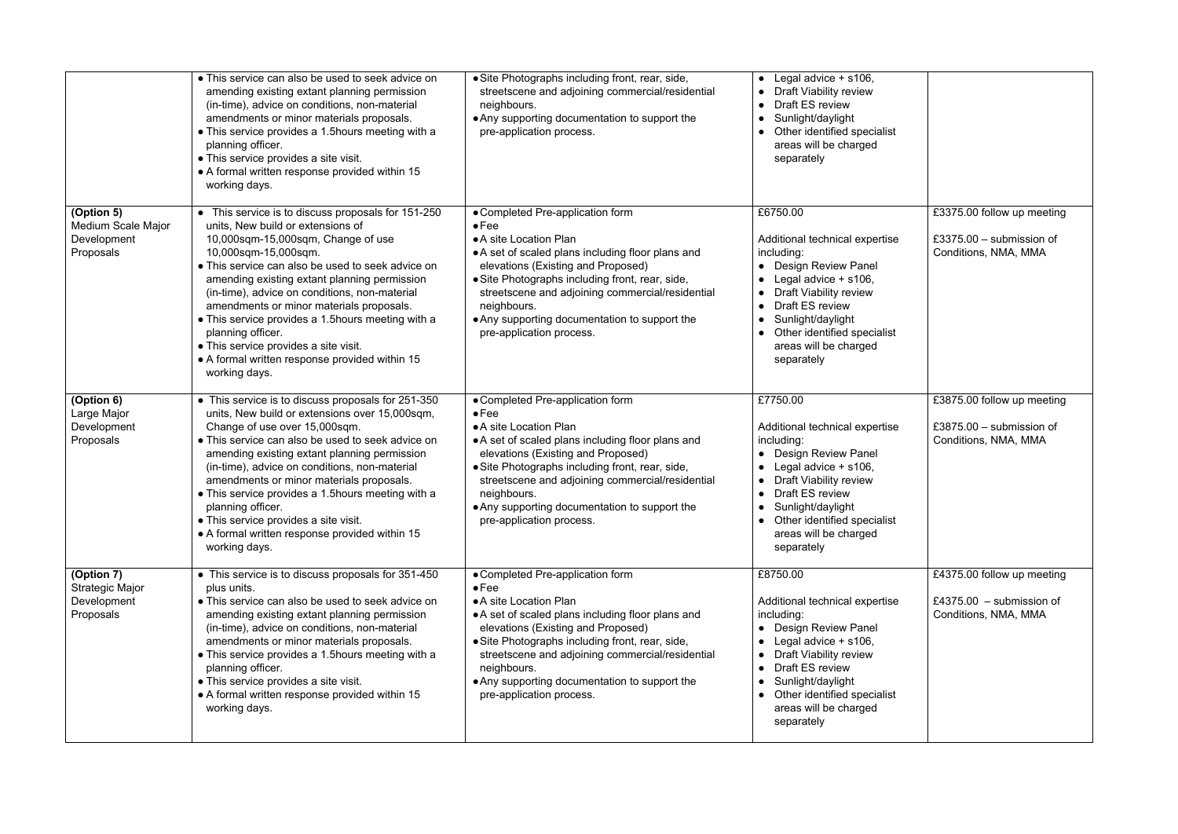| | | | | |
|---|---|---|---|---|
| | • This service can also be used to seek advice on amending existing extant planning permission (in-time), advice on conditions, non-material amendments or minor materials proposals.<br>• This service provides a 1.5hours meeting with a planning officer.<br>• This service provides a site visit.<br>• A formal written response provided within 15 working days. | • Site Photographs including front, rear, side, streetscene and adjoining commercial/residential neighbours.<br>• Any supporting documentation to support the pre-application process. | • Legal advice + s106,<br>• Draft Viability review<br>• Draft ES review<br>• Sunlight/daylight<br>• Other identified specialist areas will be charged separately | |
| **(Option 5)**<br>Medium Scale Major Development Proposals | • This service is to discuss proposals for 151-250 units, New build or extensions of 10,000sqm-15,000sqm, Change of use 10,000sqm-15,000sqm.<br>• This service can also be used to seek advice on amending existing extant planning permission (in-time), advice on conditions, non-material amendments or minor materials proposals.<br>• This service provides a 1.5hours meeting with a planning officer.<br>• This service provides a site visit.<br>• A formal written response provided within 15 working days. | • Completed Pre-application form<br>• Fee<br>• A site Location Plan<br>• A set of scaled plans including floor plans and elevations (Existing and Proposed)<br>• Site Photographs including front, rear, side, streetscene and adjoining commercial/residential neighbours.<br>• Any supporting documentation to support the pre-application process. | £6750.00<br><br>Additional technical expertise including:<br>• Design Review Panel<br>• Legal advice + s106,<br>• Draft Viability review<br>• Draft ES review<br>• Sunlight/daylight<br>• Other identified specialist areas will be charged separately | £3375.00 follow up meeting<br><br>£3375.00 – submission of Conditions, NMA, MMA |
| **(Option 6)**<br>Large Major Development Proposals | • This service is to discuss proposals for 251-350 units, New build or extensions over 15,000sqm, Change of use over 15,000sqm.<br>• This service can also be used to seek advice on amending existing extant planning permission (in-time), advice on conditions, non-material amendments or minor materials proposals.<br>• This service provides a 1.5hours meeting with a planning officer.<br>• This service provides a site visit.<br>• A formal written response provided within 15 working days. | • Completed Pre-application form<br>• Fee<br>• A site Location Plan<br>• A set of scaled plans including floor plans and elevations (Existing and Proposed)<br>• Site Photographs including front, rear, side, streetscene and adjoining commercial/residential neighbours.<br>• Any supporting documentation to support the pre-application process. | £7750.00<br><br>Additional technical expertise including:<br>• Design Review Panel<br>• Legal advice + s106,<br>• Draft Viability review<br>• Draft ES review<br>• Sunlight/daylight<br>• Other identified specialist areas will be charged separately | £3875.00 follow up meeting<br><br>£3875.00 – submission of Conditions, NMA, MMA |
| **(Option 7)**<br>Strategic Major Development Proposals | • This service is to discuss proposals for 351-450 plus units.<br>• This service can also be used to seek advice on amending existing extant planning permission (in-time), advice on conditions, non-material amendments or minor materials proposals.<br>• This service provides a 1.5hours meeting with a planning officer.<br>• This service provides a site visit.<br>• A formal written response provided within 15 working days. | • Completed Pre-application form<br>• Fee<br>• A site Location Plan<br>• A set of scaled plans including floor plans and elevations (Existing and Proposed)<br>• Site Photographs including front, rear, side, streetscene and adjoining commercial/residential neighbours.<br>• Any supporting documentation to support the pre-application process. | £8750.00<br><br>Additional technical expertise including:<br>• Design Review Panel<br>• Legal advice + s106,<br>• Draft Viability review<br>• Draft ES review<br>• Sunlight/daylight<br>• Other identified specialist areas will be charged separately | £4375.00 follow up meeting<br><br>£4375.00 – submission of Conditions, NMA, MMA |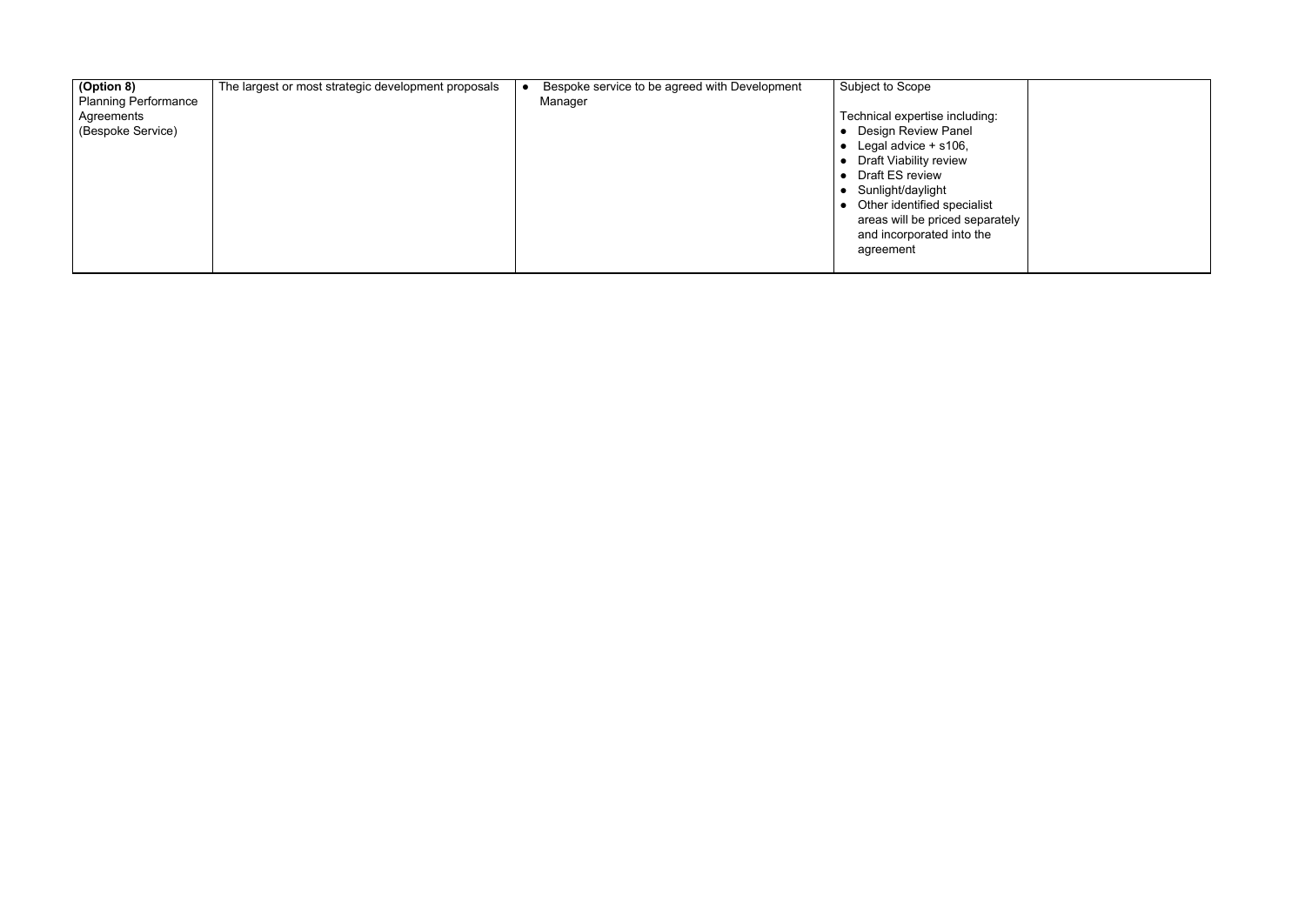| **(Option 8)** Planning Performance Agreements (Bespoke Service) | The largest or most strategic development proposals | • Bespoke service to be agreed with Development Manager | Subject to Scope<br><br>Technical expertise including:<br>• Design Review Panel<br>• Legal advice + s106,<br>• Draft Viability review<br>• Draft ES review<br>• Sunlight/daylight<br>• Other identified specialist areas will be priced separately and incorporated into the agreement | |
|---|---|---|---|---|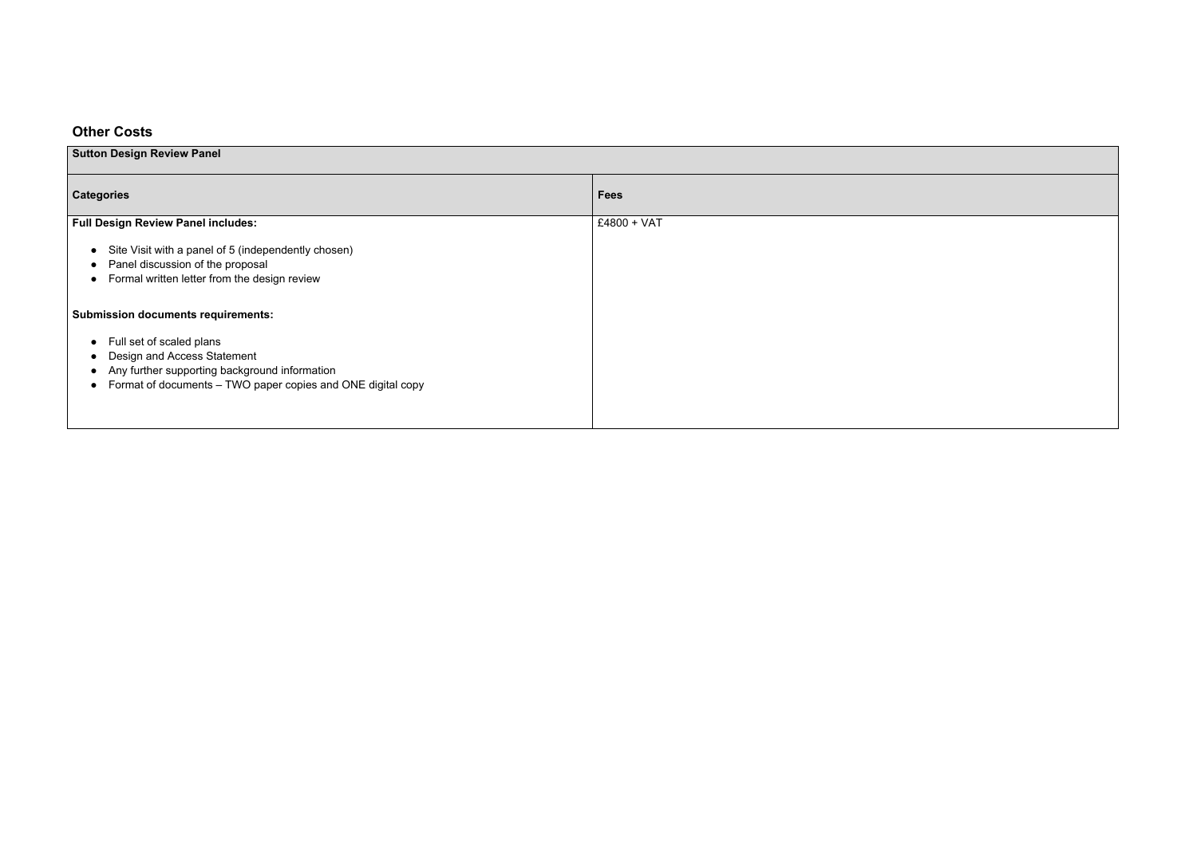## Other Costs

| Sutton Design Review Panel | |
|---|---|
| **Categories** | **Fees** |
| **Full Design Review Panel includes:**<br><br>• Site Visit with a panel of 5 (independently chosen)<br>• Panel discussion of the proposal<br>• Formal written letter from the design review<br><br>**Submission documents requirements:**<br><br>• Full set of scaled plans<br>• Design and Access Statement<br>• Any further supporting background information<br>• Format of documents – TWO paper copies and ONE digital copy | £4800 + VAT |